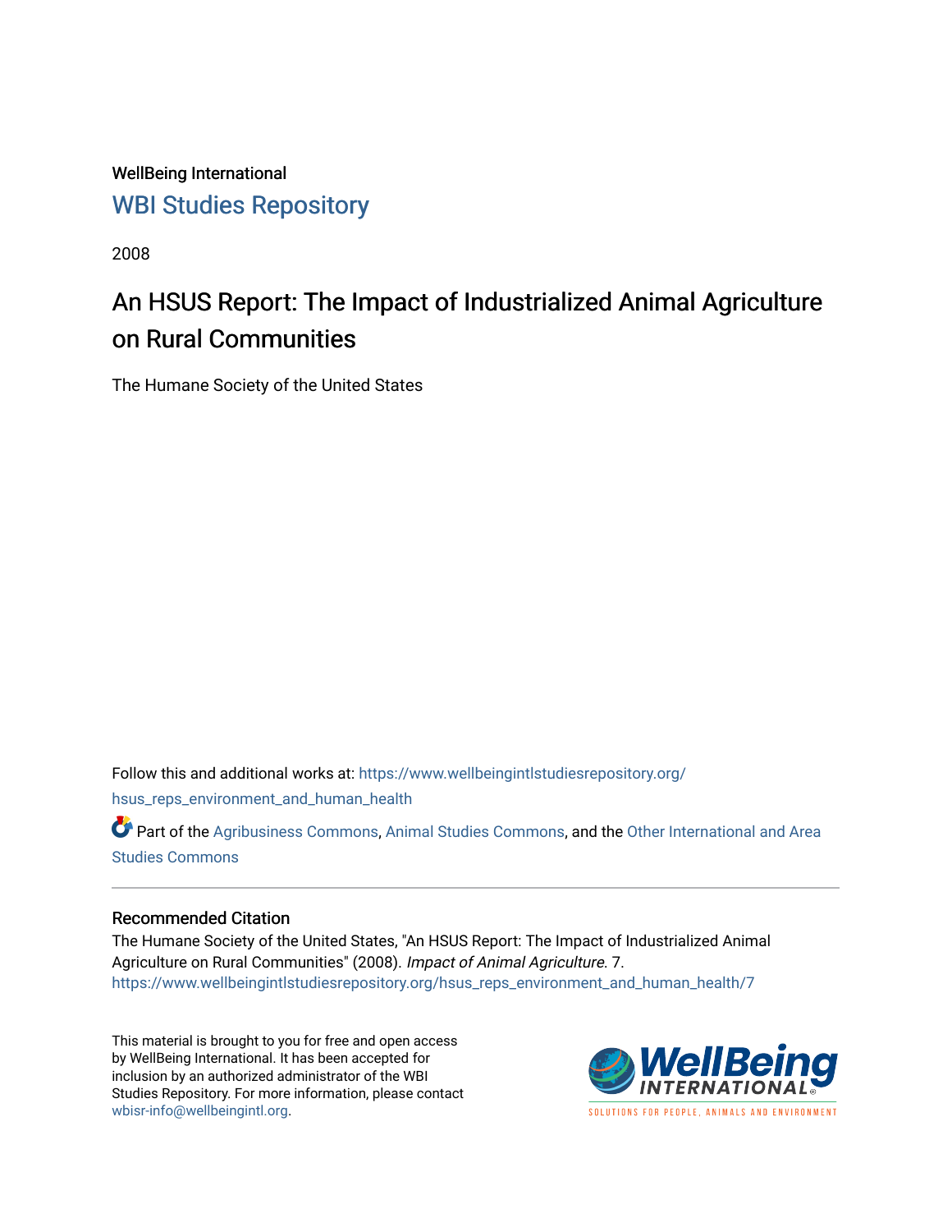WellBeing International

WBI Studies Repository

2008

# An HSUS Report: The Impact of Industrialized Animal Agriculture on Rural Communities

The Humane Society of the United States

Follow this and additional works at: https://www.wellbeingintlstudiesrepository.org/hsus_reps_environment_and_human_health

Part of the Agribusiness Commons, Animal Studies Commons, and the Other International and Area Studies Commons

## Recommended Citation

The Humane Society of the United States, "An HSUS Report: The Impact of Industrialized Animal Agriculture on Rural Communities" (2008). *Impact of Animal Agriculture*. 7.
https://www.wellbeingintlstudiesrepository.org/hsus_reps_environment_and_human_health/7

This material is brought to you for free and open access by WellBeing International. It has been accepted for inclusion by an authorized administrator of the WBI Studies Repository. For more information, please contact wbisr-info@wellbeingintl.org.

WellBeing INTERNATIONAL

SOLUTIONS FOR PEOPLE, ANIMALS AND ENVIRONMENT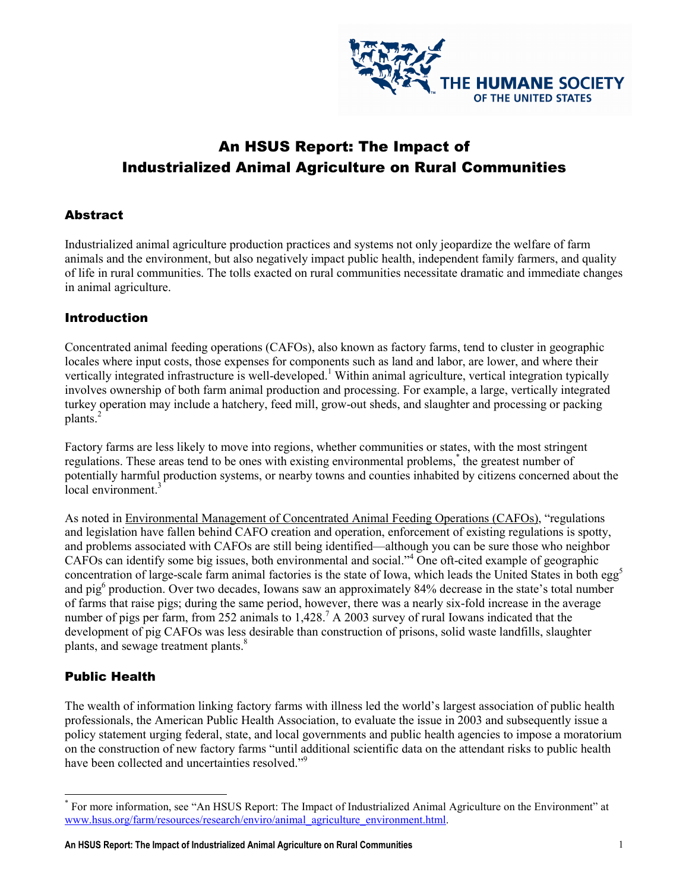# An HSUS Report: The Impact of Industrialized Animal Agriculture on Rural Communities

## Abstract

Industrialized animal agriculture production practices and systems not only jeopardize the welfare of farm animals and the environment, but also negatively impact public health, independent family farmers, and quality of life in rural communities. The tolls exacted on rural communities necessitate dramatic and immediate changes in animal agriculture.

## Introduction

Concentrated animal feeding operations (CAFOs), also known as factory farms, tend to cluster in geographic locales where input costs, those expenses for components such as land and labor, are lower, and where their vertically integrated infrastructure is well-developed.[1] Within animal agriculture, vertical integration typically involves ownership of both farm animal production and processing. For example, a large, vertically integrated turkey operation may include a hatchery, feed mill, grow-out sheds, and slaughter and processing or packing plants.[2]

Factory farms are less likely to move into regions, whether communities or states, with the most stringent regulations. These areas tend to be ones with existing environmental problems,[*] the greatest number of potentially harmful production systems, or nearby towns and counties inhabited by citizens concerned about the local environment.[3]

As noted in Environmental Management of Concentrated Animal Feeding Operations (CAFOs), "regulations and legislation have fallen behind CAFO creation and operation, enforcement of existing regulations is spotty, and problems associated with CAFOs are still being identified—although you can be sure those who neighbor CAFOs can identify some big issues, both environmental and social."[4] One oft-cited example of geographic concentration of large-scale farm animal factories is the state of Iowa, which leads the United States in both egg[5] and pig[6] production. Over two decades, Iowans saw an approximately 84% decrease in the state's total number of farms that raise pigs; during the same period, however, there was a nearly six-fold increase in the average number of pigs per farm, from 252 animals to 1,428.[7] A 2003 survey of rural Iowans indicated that the development of pig CAFOs was less desirable than construction of prisons, solid waste landfills, slaughter plants, and sewage treatment plants.[8]

## Public Health

The wealth of information linking factory farms with illness led the world's largest association of public health professionals, the American Public Health Association, to evaluate the issue in 2003 and subsequently issue a policy statement urging federal, state, and local governments and public health agencies to impose a moratorium on the construction of new factory farms "until additional scientific data on the attendant risks to public health have been collected and uncertainties resolved."[9]

---

[*] For more information, see "An HSUS Report: The Impact of Industrialized Animal Agriculture on the Environment" at www.hsus.org/farm/resources/research/enviro/animal_agriculture_environment.html.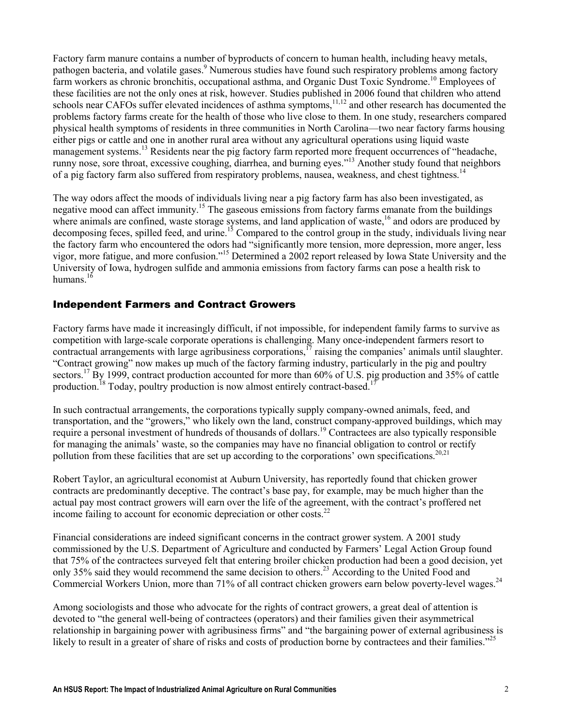Factory farm manure contains a number of byproducts of concern to human health, including heavy metals, pathogen bacteria, and volatile gases.[9] Numerous studies have found such respiratory problems among factory farm workers as chronic bronchitis, occupational asthma, and Organic Dust Toxic Syndrome.[10] Employees of these facilities are not the only ones at risk, however. Studies published in 2006 found that children who attend schools near CAFOs suffer elevated incidences of asthma symptoms,[11,12] and other research has documented the problems factory farms create for the health of those who live close to them. In one study, researchers compared physical health symptoms of residents in three communities in North Carolina—two near factory farms housing either pigs or cattle and one in another rural area without any agricultural operations using liquid waste management systems.[13] Residents near the pig factory farm reported more frequent occurrences of "headache, runny nose, sore throat, excessive coughing, diarrhea, and burning eyes."[13] Another study found that neighbors of a pig factory farm also suffered from respiratory problems, nausea, weakness, and chest tightness.[14]

The way odors affect the moods of individuals living near a pig factory farm has also been investigated, as negative mood can affect immunity.[15] The gaseous emissions from factory farms emanate from the buildings where animals are confined, waste storage systems, and land application of waste,[16] and odors are produced by decomposing feces, spilled feed, and urine.[15] Compared to the control group in the study, individuals living near the factory farm who encountered the odors had "significantly more tension, more depression, more anger, less vigor, more fatigue, and more confusion."[15] Determined a 2002 report released by Iowa State University and the University of Iowa, hydrogen sulfide and ammonia emissions from factory farms can pose a health risk to humans.[16]

## Independent Farmers and Contract Growers

Factory farms have made it increasingly difficult, if not impossible, for independent family farms to survive as competition with large-scale corporate operations is challenging. Many once-independent farmers resort to contractual arrangements with large agribusiness corporations,[17] raising the companies' animals until slaughter. "Contract growing" now makes up much of the factory farming industry, particularly in the pig and poultry sectors.[17] By 1999, contract production accounted for more than 60% of U.S. pig production and 35% of cattle production.[18] Today, poultry production is now almost entirely contract-based.[17]

In such contractual arrangements, the corporations typically supply company-owned animals, feed, and transportation, and the "growers," who likely own the land, construct company-approved buildings, which may require a personal investment of hundreds of thousands of dollars.[19] Contractees are also typically responsible for managing the animals' waste, so the companies may have no financial obligation to control or rectify pollution from these facilities that are set up according to the corporations' own specifications.[20,21]

Robert Taylor, an agricultural economist at Auburn University, has reportedly found that chicken grower contracts are predominantly deceptive. The contract's base pay, for example, may be much higher than the actual pay most contract growers will earn over the life of the agreement, with the contract's proffered net income failing to account for economic depreciation or other costs.[22]

Financial considerations are indeed significant concerns in the contract grower system. A 2001 study commissioned by the U.S. Department of Agriculture and conducted by Farmers' Legal Action Group found that 75% of the contractees surveyed felt that entering broiler chicken production had been a good decision, yet only 35% said they would recommend the same decision to others.[23] According to the United Food and Commercial Workers Union, more than 71% of all contract chicken growers earn below poverty-level wages.[24]

Among sociologists and those who advocate for the rights of contract growers, a great deal of attention is devoted to "the general well-being of contractees (operators) and their families given their asymmetrical relationship in bargaining power with agribusiness firms" and "the bargaining power of external agribusiness is likely to result in a greater of share of risks and costs of production borne by contractees and their families."[25]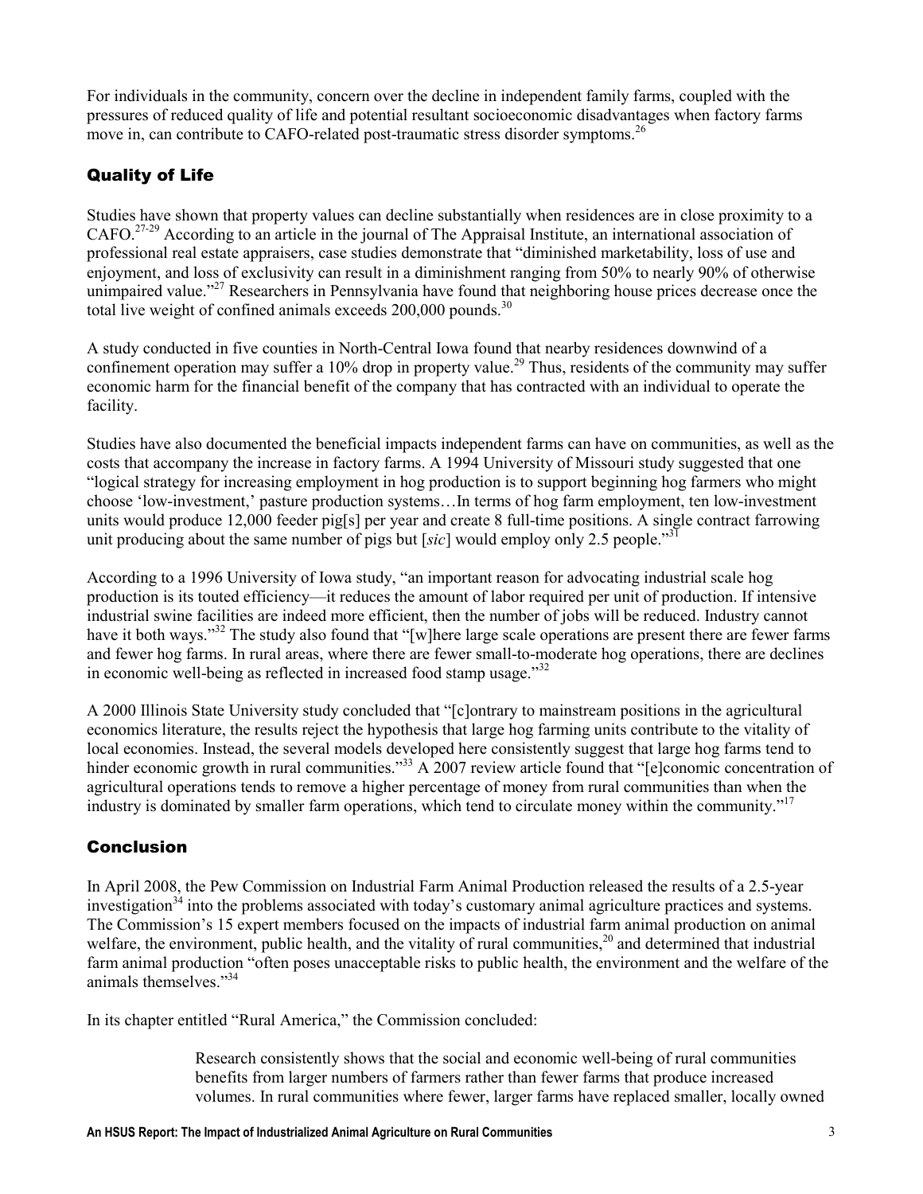For individuals in the community, concern over the decline in independent family farms, coupled with the pressures of reduced quality of life and potential resultant socioeconomic disadvantages when factory farms move in, can contribute to CAFO-related post-traumatic stress disorder symptoms.[26]

## Quality of Life

Studies have shown that property values can decline substantially when residences are in close proximity to a CAFO.[27-29] According to an article in the journal of The Appraisal Institute, an international association of professional real estate appraisers, case studies demonstrate that "diminished marketability, loss of use and enjoyment, and loss of exclusivity can result in a diminishment ranging from 50% to nearly 90% of otherwise unimpaired value."[27] Researchers in Pennsylvania have found that neighboring house prices decrease once the total live weight of confined animals exceeds 200,000 pounds.[30]

A study conducted in five counties in North-Central Iowa found that nearby residences downwind of a confinement operation may suffer a 10% drop in property value.[29] Thus, residents of the community may suffer economic harm for the financial benefit of the company that has contracted with an individual to operate the facility.

Studies have also documented the beneficial impacts independent farms can have on communities, as well as the costs that accompany the increase in factory farms. A 1994 University of Missouri study suggested that one "logical strategy for increasing employment in hog production is to support beginning hog farmers who might choose 'low-investment,' pasture production systems…In terms of hog farm employment, ten low-investment units would produce 12,000 feeder pig[s] per year and create 8 full-time positions. A single contract farrowing unit producing about the same number of pigs but [*sic*] would employ only 2.5 people."[31]

According to a 1996 University of Iowa study, "an important reason for advocating industrial scale hog production is its touted efficiency—it reduces the amount of labor required per unit of production. If intensive industrial swine facilities are indeed more efficient, then the number of jobs will be reduced. Industry cannot have it both ways."[32] The study also found that "[w]here large scale operations are present there are fewer farms and fewer hog farms. In rural areas, where there are fewer small-to-moderate hog operations, there are declines in economic well-being as reflected in increased food stamp usage."[32]

A 2000 Illinois State University study concluded that "[c]ontrary to mainstream positions in the agricultural economics literature, the results reject the hypothesis that large hog farming units contribute to the vitality of local economies. Instead, the several models developed here consistently suggest that large hog farms tend to hinder economic growth in rural communities."[33] A 2007 review article found that "[e]conomic concentration of agricultural operations tends to remove a higher percentage of money from rural communities than when the industry is dominated by smaller farm operations, which tend to circulate money within the community."[17]

## Conclusion

In April 2008, the Pew Commission on Industrial Farm Animal Production released the results of a 2.5-year investigation[34] into the problems associated with today's customary animal agriculture practices and systems. The Commission's 15 expert members focused on the impacts of industrial farm animal production on animal welfare, the environment, public health, and the vitality of rural communities,[20] and determined that industrial farm animal production "often poses unacceptable risks to public health, the environment and the welfare of the animals themselves."[34]

In its chapter entitled "Rural America," the Commission concluded:

> Research consistently shows that the social and economic well-being of rural communities benefits from larger numbers of farmers rather than fewer farms that produce increased volumes. In rural communities where fewer, larger farms have replaced smaller, locally owned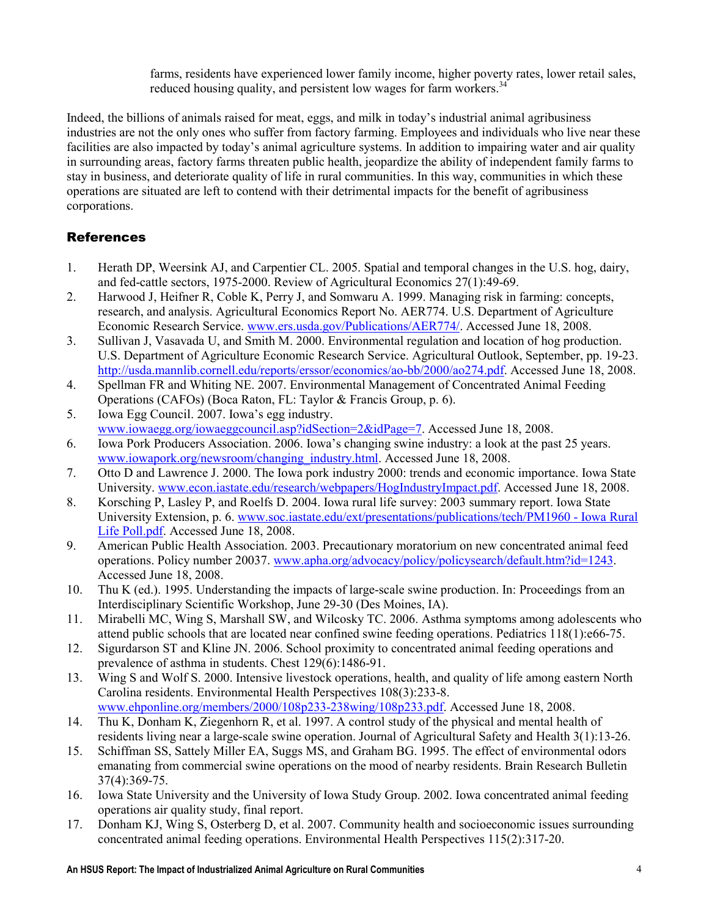farms, residents have experienced lower family income, higher poverty rates, lower retail sales, reduced housing quality, and persistent low wages for farm workers.[34]

Indeed, the billions of animals raised for meat, eggs, and milk in today's industrial animal agribusiness industries are not the only ones who suffer from factory farming. Employees and individuals who live near these facilities are also impacted by today's animal agriculture systems. In addition to impairing water and air quality in surrounding areas, factory farms threaten public health, jeopardize the ability of independent family farms to stay in business, and deteriorate quality of life in rural communities. In this way, communities in which these operations are situated are left to contend with their detrimental impacts for the benefit of agribusiness corporations.

## References

1. Herath DP, Weersink AJ, and Carpentier CL. 2005. Spatial and temporal changes in the U.S. hog, dairy, and fed-cattle sectors, 1975-2000. Review of Agricultural Economics 27(1):49-69.
2. Harwood J, Heifner R, Coble K, Perry J, and Somwaru A. 1999. Managing risk in farming: concepts, research, and analysis. Agricultural Economics Report No. AER774. U.S. Department of Agriculture Economic Research Service. www.ers.usda.gov/Publications/AER774/. Accessed June 18, 2008.
3. Sullivan J, Vasavada U, and Smith M. 2000. Environmental regulation and location of hog production. U.S. Department of Agriculture Economic Research Service. Agricultural Outlook, September, pp. 19-23. http://usda.mannlib.cornell.edu/reports/erssor/economics/ao-bb/2000/ao274.pdf. Accessed June 18, 2008.
4. Spellman FR and Whiting NE. 2007. Environmental Management of Concentrated Animal Feeding Operations (CAFOs) (Boca Raton, FL: Taylor & Francis Group, p. 6).
5. Iowa Egg Council. 2007. Iowa's egg industry. www.iowaegg.org/iowaeggcouncil.asp?idSection=2&idPage=7. Accessed June 18, 2008.
6. Iowa Pork Producers Association. 2006. Iowa's changing swine industry: a look at the past 25 years. www.iowapork.org/newsroom/changing_industry.html. Accessed June 18, 2008.
7. Otto D and Lawrence J. 2000. The Iowa pork industry 2000: trends and economic importance. Iowa State University. www.econ.iastate.edu/research/webpapers/HogIndustryImpact.pdf. Accessed June 18, 2008.
8. Korsching P, Lasley P, and Roelfs D. 2004. Iowa rural life survey: 2003 summary report. Iowa State University Extension, p. 6. www.soc.iastate.edu/ext/presentations/publications/tech/PM1960 - Iowa Rural Life Poll.pdf. Accessed June 18, 2008.
9. American Public Health Association. 2003. Precautionary moratorium on new concentrated animal feed operations. Policy number 20037. www.apha.org/advocacy/policy/policysearch/default.htm?id=1243. Accessed June 18, 2008.
10. Thu K (ed.). 1995. Understanding the impacts of large-scale swine production. In: Proceedings from an Interdisciplinary Scientific Workshop, June 29-30 (Des Moines, IA).
11. Mirabelli MC, Wing S, Marshall SW, and Wilcosky TC. 2006. Asthma symptoms among adolescents who attend public schools that are located near confined swine feeding operations. Pediatrics 118(1):e66-75.
12. Sigurdarson ST and Kline JN. 2006. School proximity to concentrated animal feeding operations and prevalence of asthma in students. Chest 129(6):1486-91.
13. Wing S and Wolf S. 2000. Intensive livestock operations, health, and quality of life among eastern North Carolina residents. Environmental Health Perspectives 108(3):233-8. www.ehponline.org/members/2000/108p233-238wing/108p233.pdf. Accessed June 18, 2008.
14. Thu K, Donham K, Ziegenhorn R, et al. 1997. A control study of the physical and mental health of residents living near a large-scale swine operation. Journal of Agricultural Safety and Health 3(1):13-26.
15. Schiffman SS, Sattely Miller EA, Suggs MS, and Graham BG. 1995. The effect of environmental odors emanating from commercial swine operations on the mood of nearby residents. Brain Research Bulletin 37(4):369-75.
16. Iowa State University and the University of Iowa Study Group. 2002. Iowa concentrated animal feeding operations air quality study, final report.
17. Donham KJ, Wing S, Osterberg D, et al. 2007. Community health and socioeconomic issues surrounding concentrated animal feeding operations. Environmental Health Perspectives 115(2):317-20.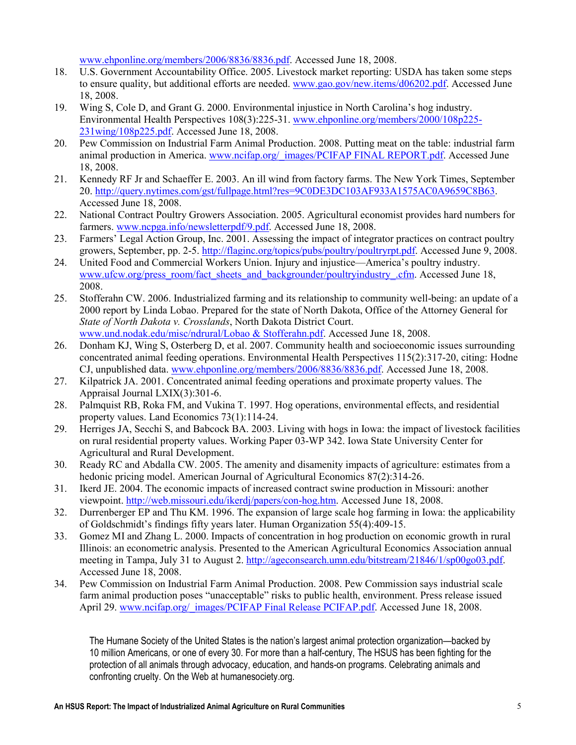www.ehponline.org/members/2006/8836/8836.pdf. Accessed June 18, 2008.

18. U.S. Government Accountability Office. 2005. Livestock market reporting: USDA has taken some steps to ensure quality, but additional efforts are needed. www.gao.gov/new.items/d06202.pdf. Accessed June 18, 2008.
19. Wing S, Cole D, and Grant G. 2000. Environmental injustice in North Carolina's hog industry. Environmental Health Perspectives 108(3):225-31. www.ehponline.org/members/2000/108p225-231wing/108p225.pdf. Accessed June 18, 2008.
20. Pew Commission on Industrial Farm Animal Production. 2008. Putting meat on the table: industrial farm animal production in America. www.ncifap.org/_images/PCIFAP FINAL REPORT.pdf. Accessed June 18, 2008.
21. Kennedy RF Jr and Schaeffer E. 2003. An ill wind from factory farms. The New York Times, September 20. http://query.nytimes.com/gst/fullpage.html?res=9C0DE3DC103AF933A1575AC0A9659C8B63. Accessed June 18, 2008.
22. National Contract Poultry Growers Association. 2005. Agricultural economist provides hard numbers for farmers. www.ncpga.info/newsletterpdf/9.pdf. Accessed June 18, 2008.
23. Farmers' Legal Action Group, Inc. 2001. Assessing the impact of integrator practices on contract poultry growers, September, pp. 2-5. http://flaginc.org/topics/pubs/poultry/poultryrpt.pdf. Accessed June 9, 2008.
24. United Food and Commercial Workers Union. Injury and injustice—America's poultry industry. www.ufcw.org/press_room/fact_sheets_and_backgrounder/poultryindustry_.cfm. Accessed June 18, 2008.
25. Stofferahn CW. 2006. Industrialized farming and its relationship to community well-being: an update of a 2000 report by Linda Lobao. Prepared for the state of North Dakota, Office of the Attorney General for *State of North Dakota v. Crosslands*, North Dakota District Court. www.und.nodak.edu/misc/ndrural/Lobao & Stofferahn.pdf. Accessed June 18, 2008.
26. Donham KJ, Wing S, Osterberg D, et al. 2007. Community health and socioeconomic issues surrounding concentrated animal feeding operations. Environmental Health Perspectives 115(2):317-20, citing: Hodne CJ, unpublished data. www.ehponline.org/members/2006/8836/8836.pdf. Accessed June 18, 2008.
27. Kilpatrick JA. 2001. Concentrated animal feeding operations and proximate property values. The Appraisal Journal LXIX(3):301-6.
28. Palmquist RB, Roka FM, and Vukina T. 1997. Hog operations, environmental effects, and residential property values. Land Economics 73(1):114-24.
29. Herriges JA, Secchi S, and Babcock BA. 2003. Living with hogs in Iowa: the impact of livestock facilities on rural residential property values. Working Paper 03-WP 342. Iowa State University Center for Agricultural and Rural Development.
30. Ready RC and Abdalla CW. 2005. The amenity and disamenity impacts of agriculture: estimates from a hedonic pricing model. American Journal of Agricultural Economics 87(2):314-26.
31. Ikerd JE. 2004. The economic impacts of increased contract swine production in Missouri: another viewpoint. http://web.missouri.edu/ikerdj/papers/con-hog.htm. Accessed June 18, 2008.
32. Durrenberger EP and Thu KM. 1996. The expansion of large scale hog farming in Iowa: the applicability of Goldschmidt's findings fifty years later. Human Organization 55(4):409-15.
33. Gomez MI and Zhang L. 2000. Impacts of concentration in hog production on economic growth in rural Illinois: an econometric analysis. Presented to the American Agricultural Economics Association annual meeting in Tampa, July 31 to August 2. http://ageconsearch.umn.edu/bitstream/21846/1/sp00go03.pdf. Accessed June 18, 2008.
34. Pew Commission on Industrial Farm Animal Production. 2008. Pew Commission says industrial scale farm animal production poses "unacceptable" risks to public health, environment. Press release issued April 29. www.ncifap.org/_images/PCIFAP Final Release PCIFAP.pdf. Accessed June 18, 2008.

The Humane Society of the United States is the nation's largest animal protection organization—backed by 10 million Americans, or one of every 30. For more than a half-century, The HSUS has been fighting for the protection of all animals through advocacy, education, and hands-on programs. Celebrating animals and confronting cruelty. On the Web at humanesociety.org.